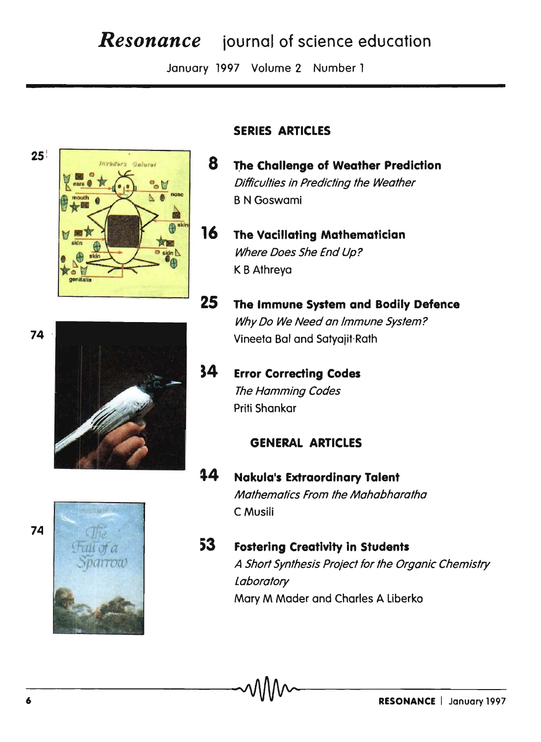# *Resonance* journal of science education

January 1997 Volume 2 Number 1

## SERIES ARTICLES

**8 The Challenge of Weather Prediction**
*Difficulties in Predicting the Weather*
B N Goswami

**16 The Vacillating Mathematician**
*Where Does She End Up?*
K B Athreya

**25 The Immune System and Bodily Defence**
*Why Do We Need an Immune System?*
Vineeta Bal and Satyajit Rath

**34 Error Correcting Codes**
*The Hamming Codes*
Priti Shankar

## GENERAL ARTICLES

**44 Nakula's Extraordinary Talent**
*Mathematics From the Mahabharatha*
C Musili

**53 Fostering Creativity in Students**
*A Short Synthesis Project for the Organic Chemistry Laboratory*
Mary M Mader and Charles A Liberko

25

74

74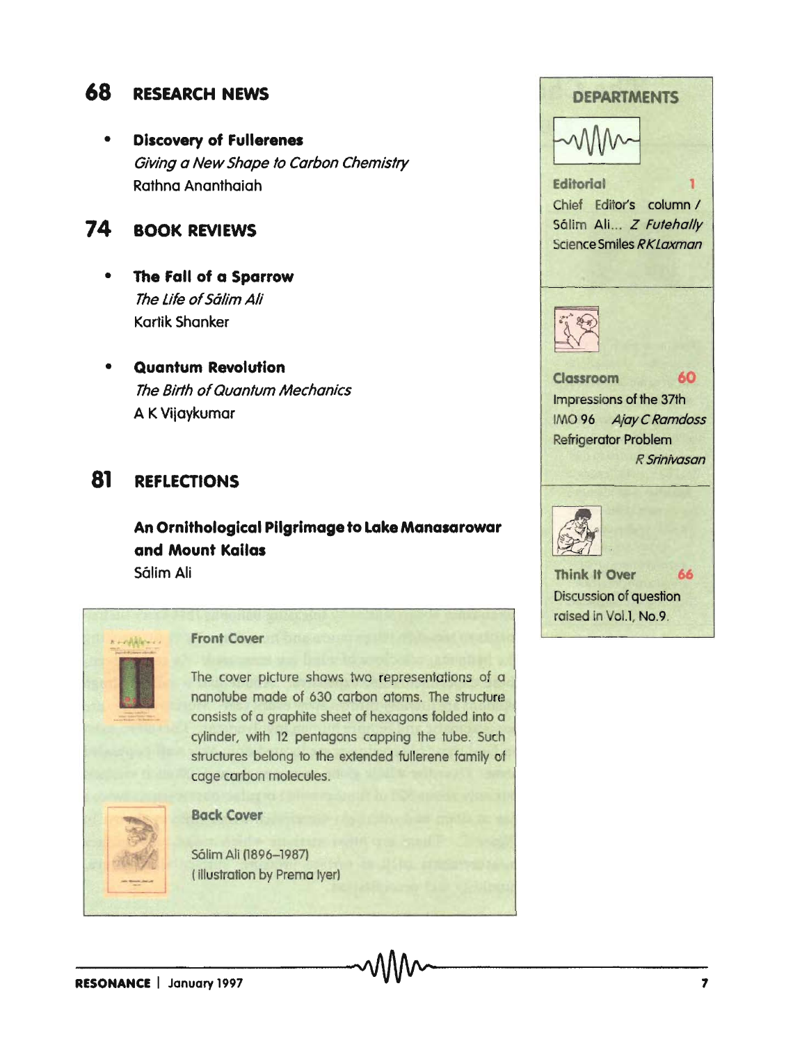## 68 RESEARCH NEWS

- **Discovery of Fullerenes**
  *Giving a New Shape to Carbon Chemistry*
  Rathna Ananthaiah

## 74 BOOK REVIEWS

- **The Fall of a Sparrow**
  *The Life of Sálim Ali*
  Kartik Shanker

- **Quantum Revolution**
  *The Birth of Quantum Mechanics*
  A K Vijaykumar

## 81 REFLECTIONS

**An Ornithological Pilgrimage to Lake Manasarowar and Mount Kailas**
Sálim Ali

### Front Cover

The cover picture shows two representations of a nanotube made of 630 carbon atoms. The structure consists of a graphite sheet of hexagons folded into a cylinder, with 12 pentagons capping the tube. Such structures belong to the extended fullerene family of cage carbon molecules.

### Back Cover

Sálim Ali (1896–1987)
(illustration by Prema Iyer)

## DEPARTMENTS

**Editorial** 1
Chief Editor's column / Sálim Ali... *Z Futehally*
Science Smiles *R K Laxman*

**Classroom** 60
Impressions of the 37th IMO 96 *Ajay C Ramdoss*
Refrigerator Problem *R Srinivasan*

**Think It Over** 66
Discussion of question raised in Vol.1, No.9.